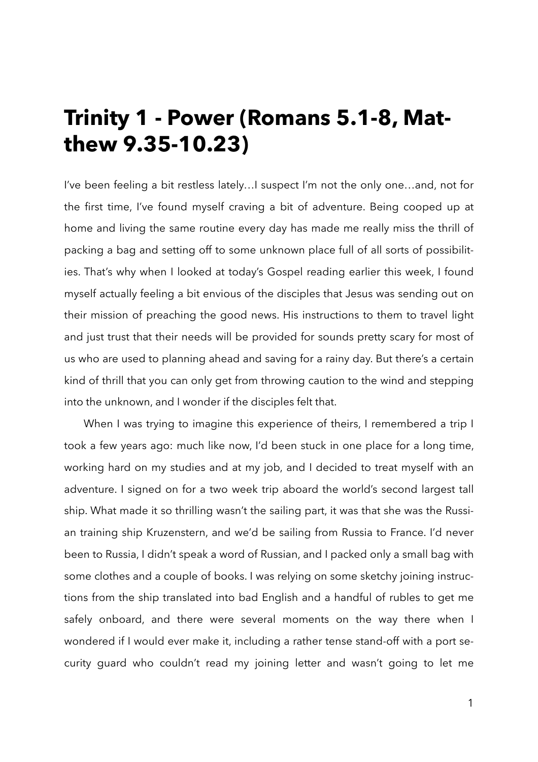# Trinity 1 - Power (Romans 5.1-8, Matthew 9.35-10.23)

I've been feeling a bit restless lately…I suspect I'm not the only one…and, not for the first time, I've found myself craving a bit of adventure. Being cooped up at home and living the same routine every day has made me really miss the thrill of packing a bag and setting off to some unknown place full of all sorts of possibilities. That's why when I looked at today's Gospel reading earlier this week, I found myself actually feeling a bit envious of the disciples that Jesus was sending out on their mission of preaching the good news. His instructions to them to travel light and just trust that their needs will be provided for sounds pretty scary for most of us who are used to planning ahead and saving for a rainy day. But there's a certain kind of thrill that you can only get from throwing caution to the wind and stepping into the unknown, and I wonder if the disciples felt that.

When I was trying to imagine this experience of theirs, I remembered a trip I took a few years ago: much like now, I'd been stuck in one place for a long time, working hard on my studies and at my job, and I decided to treat myself with an adventure. I signed on for a two week trip aboard the world's second largest tall ship. What made it so thrilling wasn't the sailing part, it was that she was the Russian training ship Kruzenstern, and we'd be sailing from Russia to France. I'd never been to Russia, I didn't speak a word of Russian, and I packed only a small bag with some clothes and a couple of books. I was relying on some sketchy joining instructions from the ship translated into bad English and a handful of rubles to get me safely onboard, and there were several moments on the way there when I wondered if I would ever make it, including a rather tense stand-off with a port security guard who couldn't read my joining letter and wasn't going to let me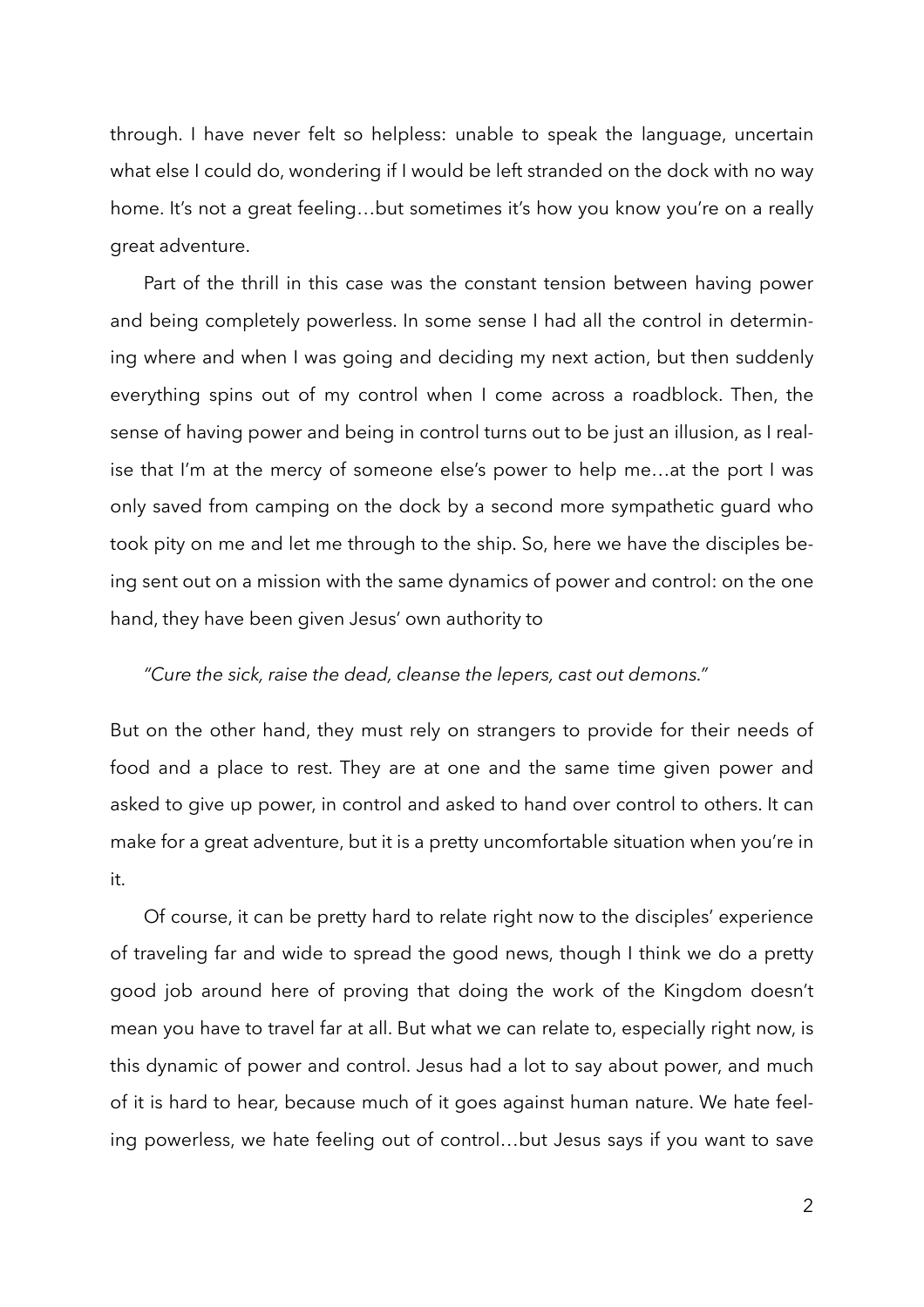through. I have never felt so helpless: unable to speak the language, uncertain what else I could do, wondering if I would be left stranded on the dock with no way home. It's not a great feeling…but sometimes it's how you know you're on a really great adventure.

Part of the thrill in this case was the constant tension between having power and being completely powerless. In some sense I had all the control in determining where and when I was going and deciding my next action, but then suddenly everything spins out of my control when I come across a roadblock. Then, the sense of having power and being in control turns out to be just an illusion, as I realise that I'm at the mercy of someone else's power to help me…at the port I was only saved from camping on the dock by a second more sympathetic guard who took pity on me and let me through to the ship. So, here we have the disciples being sent out on a mission with the same dynamics of power and control: on the one hand, they have been given Jesus' own authority to

*"Cure the sick, raise the dead, cleanse the lepers, cast out demons."*

But on the other hand, they must rely on strangers to provide for their needs of food and a place to rest. They are at one and the same time given power and asked to give up power, in control and asked to hand over control to others. It can make for a great adventure, but it is a pretty uncomfortable situation when you're in it.

Of course, it can be pretty hard to relate right now to the disciples' experience of traveling far and wide to spread the good news, though I think we do a pretty good job around here of proving that doing the work of the Kingdom doesn't mean you have to travel far at all. But what we can relate to, especially right now, is this dynamic of power and control. Jesus had a lot to say about power, and much of it is hard to hear, because much of it goes against human nature. We hate feeling powerless, we hate feeling out of control…but Jesus says if you want to save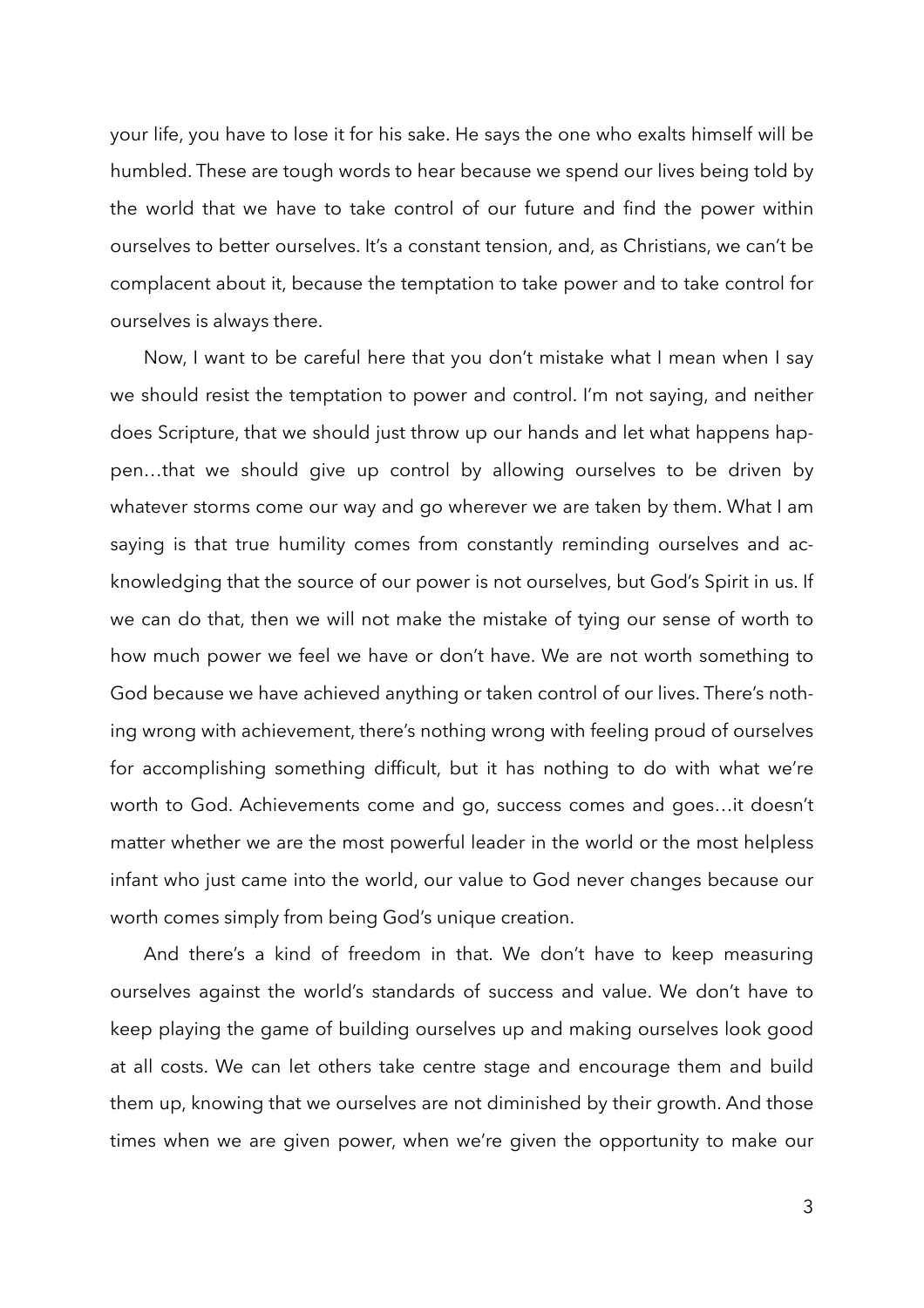your life, you have to lose it for his sake. He says the one who exalts himself will be humbled. These are tough words to hear because we spend our lives being told by the world that we have to take control of our future and find the power within ourselves to better ourselves. It's a constant tension, and, as Christians, we can't be complacent about it, because the temptation to take power and to take control for ourselves is always there.

Now, I want to be careful here that you don't mistake what I mean when I say we should resist the temptation to power and control. I'm not saying, and neither does Scripture, that we should just throw up our hands and let what happens happen…that we should give up control by allowing ourselves to be driven by whatever storms come our way and go wherever we are taken by them. What I am saying is that true humility comes from constantly reminding ourselves and acknowledging that the source of our power is not ourselves, but God's Spirit in us. If we can do that, then we will not make the mistake of tying our sense of worth to how much power we feel we have or don't have. We are not worth something to God because we have achieved anything or taken control of our lives. There's nothing wrong with achievement, there's nothing wrong with feeling proud of ourselves for accomplishing something difficult, but it has nothing to do with what we're worth to God. Achievements come and go, success comes and goes…it doesn't matter whether we are the most powerful leader in the world or the most helpless infant who just came into the world, our value to God never changes because our worth comes simply from being God's unique creation.

And there's a kind of freedom in that. We don't have to keep measuring ourselves against the world's standards of success and value. We don't have to keep playing the game of building ourselves up and making ourselves look good at all costs. We can let others take centre stage and encourage them and build them up, knowing that we ourselves are not diminished by their growth. And those times when we are given power, when we're given the opportunity to make our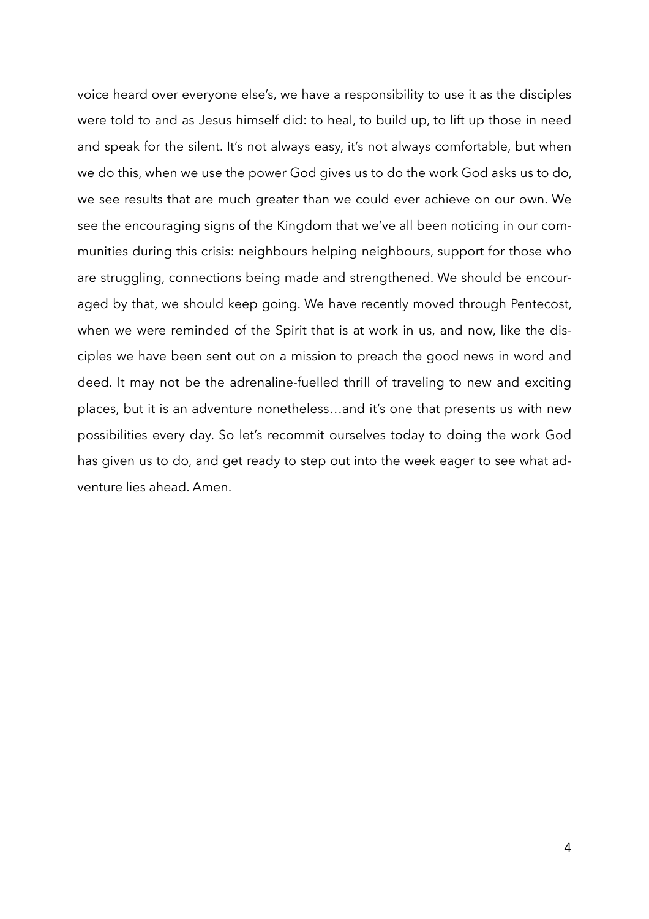voice heard over everyone else's, we have a responsibility to use it as the disciples were told to and as Jesus himself did: to heal, to build up, to lift up those in need and speak for the silent. It's not always easy, it's not always comfortable, but when we do this, when we use the power God gives us to do the work God asks us to do, we see results that are much greater than we could ever achieve on our own. We see the encouraging signs of the Kingdom that we've all been noticing in our communities during this crisis: neighbours helping neighbours, support for those who are struggling, connections being made and strengthened. We should be encouraged by that, we should keep going. We have recently moved through Pentecost, when we were reminded of the Spirit that is at work in us, and now, like the disciples we have been sent out on a mission to preach the good news in word and deed. It may not be the adrenaline-fuelled thrill of traveling to new and exciting places, but it is an adventure nonetheless…and it's one that presents us with new possibilities every day. So let's recommit ourselves today to doing the work God has given us to do, and get ready to step out into the week eager to see what adventure lies ahead. Amen.